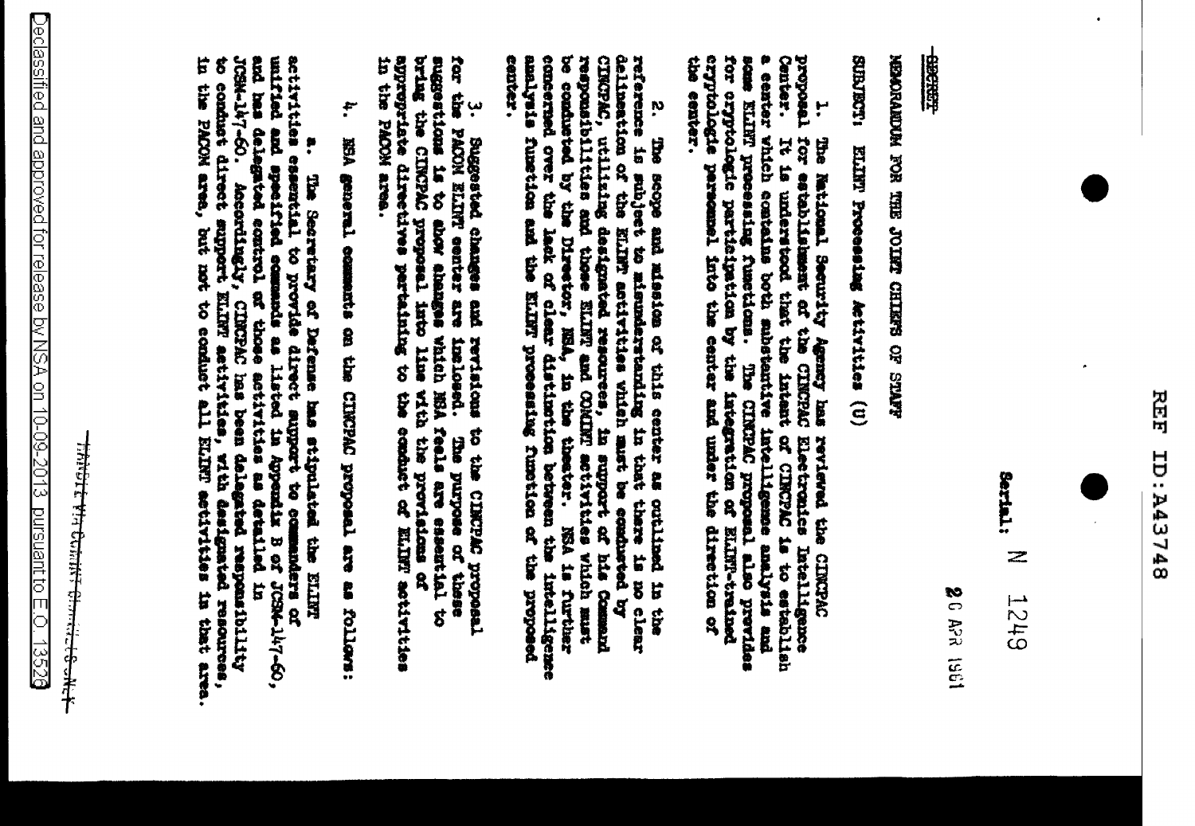REF ID:A43748

~~SECRET~~

Serial: N 1249

20 APR 1961

MEMORANDUM FOR THE JOINT CHIEFS OF STAFF

SUBJECT: ELINT Processing Activities (U)

1. The National Security Agency has reviewed the CINCPAC proposal for establishment of the CINCPAC Electronics Intelligence Center. It is understood that the intent of CINCPAC is to establish a center which contains both substantive intelligence analysis and some ELINT processing functions. The CINCPAC proposal also provides for cryptologic participation by the integration of ELINT-trained cryptologic personnel into the center and under the direction of the center.

2. The scope and mission of this center as outlined in the reference is subject to misunderstanding in that there is no clear delineation of the ELINT activities which must be conducted by CINCPAC, utilizing designated resources, in support of his Command responsibilities and those ELINT and COMINT activities which must be conducted by the Director, NSA, in the theater. NSA is further concerned over the lack of clear distinction between the intelligence analysis function and the ELINT processing function of the proposed center.

3. Suggested changes and revisions to the CINCPAC proposal for the PACOM ELINT center are inclosed. The purpose of these suggestions is to show changes which NSA feels are essential to bring the CINCPAC proposal into line with the provisions of appropriate directives pertaining to the conduct of ELINT activities in the PACOM area.

4. NSA general comments on the CINCPAC proposal are as follows:

a. The Secretary of Defense has stipulated the ELINT activities essential to provide direct support to commanders of unified and specified commands as listed in Appendix B of JCSM-147-60, and has delegated control of those activities as detailed in JCSM-147-60. Accordingly, CINCPAC has been delegated responsibility to conduct direct support ELINT activities, with designated resources, in the PACOM area, but not to conduct all ELINT activities in that area.

HANDLE VIA COMINT CHANNELS ONLY

Declassified and approved for release by NSA on 10-09-2013 pursuant to E.O. 13526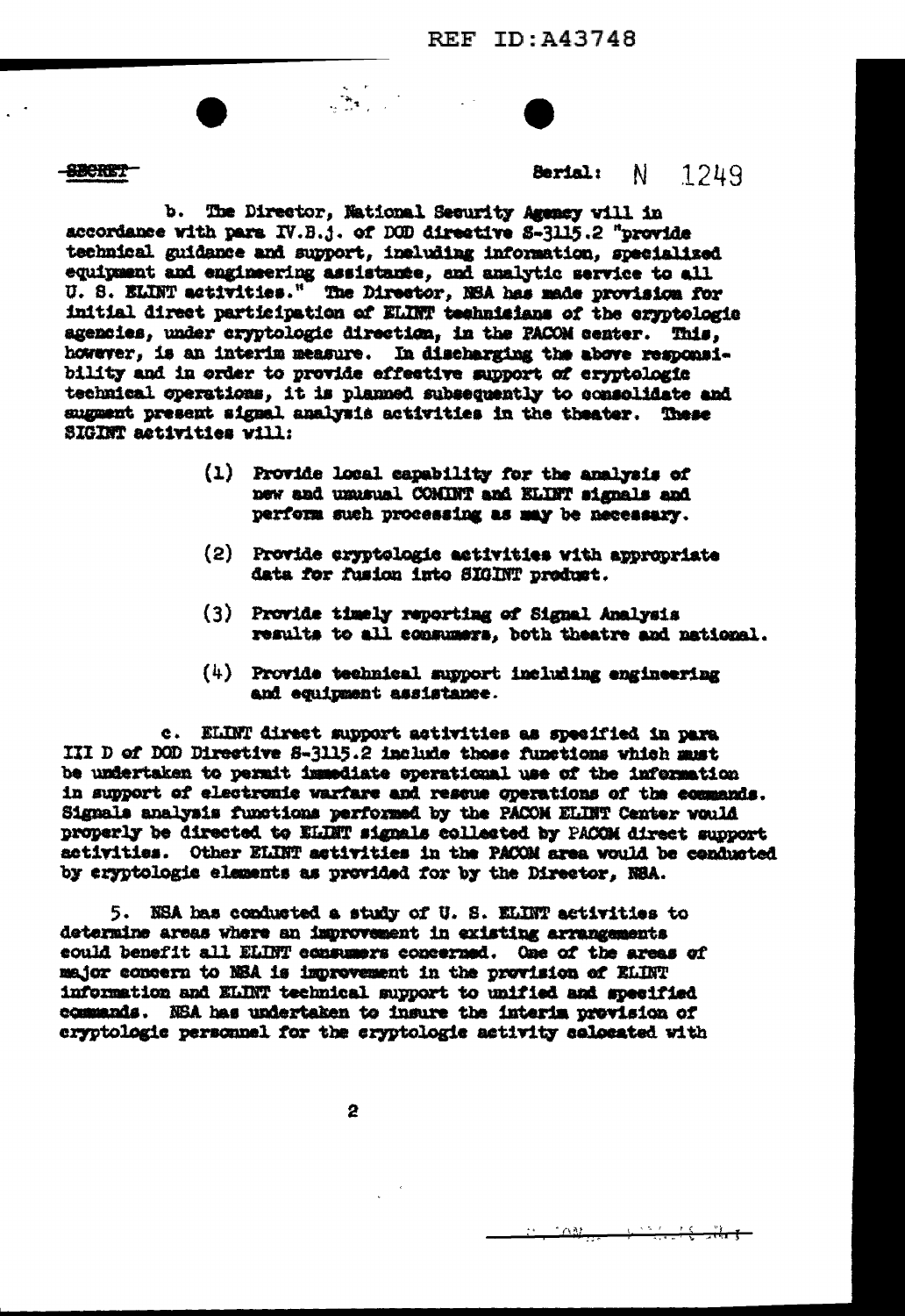SECRET

Serial: N 1249

b. The Director, National Security Agency will in accordance with para IV.B.j. of DOD directive S-3115.2 "provide technical guidance and support, including information, specialized equipment and engineering assistance, and analytic service to all U. S. ELINT activities." The Director, NSA has made provision for initial direct participation of ELINT technicians of the cryptologic agencies, under cryptologic direction, in the PACOM center. This, however, is an interim measure. In discharging the above responsibility and in order to provide effective support of cryptologic technical operations, it is planned subsequently to consolidate and augment present signal analysis activities in the theater. These SIGINT activities will:

(1) Provide local capability for the analysis of new and unusual COMINT and ELINT signals and perform such processing as may be necessary.

(2) Provide cryptologic activities with appropriate data for fusion into SIGINT product.

(3) Provide timely reporting of Signal Analysis results to all consumers, both theatre and national.

(4) Provide technical support including engineering and equipment assistance.

c. ELINT direct support activities as specified in para III D of DOD Directive S-3115.2 include those functions which must be undertaken to permit immediate operational use of the information in support of electronic warfare and rescue operations of the commands. Signals analysis functions performed by the PACOM ELINT Center would properly be directed to ELINT signals collected by PACOM direct support activities. Other ELINT activities in the PACOM area would be conducted by cryptologic elements as provided for by the Director, NSA.

5. NSA has conducted a study of U. S. ELINT activities to determine areas where an improvement in existing arrangements could benefit all ELINT consumers concerned. One of the areas of major concern to NSA is improvement in the provision of ELINT information and ELINT technical support to unified and specified commands. NSA has undertaken to insure the interim provision of cryptologic personnel for the cryptologic activity colocated with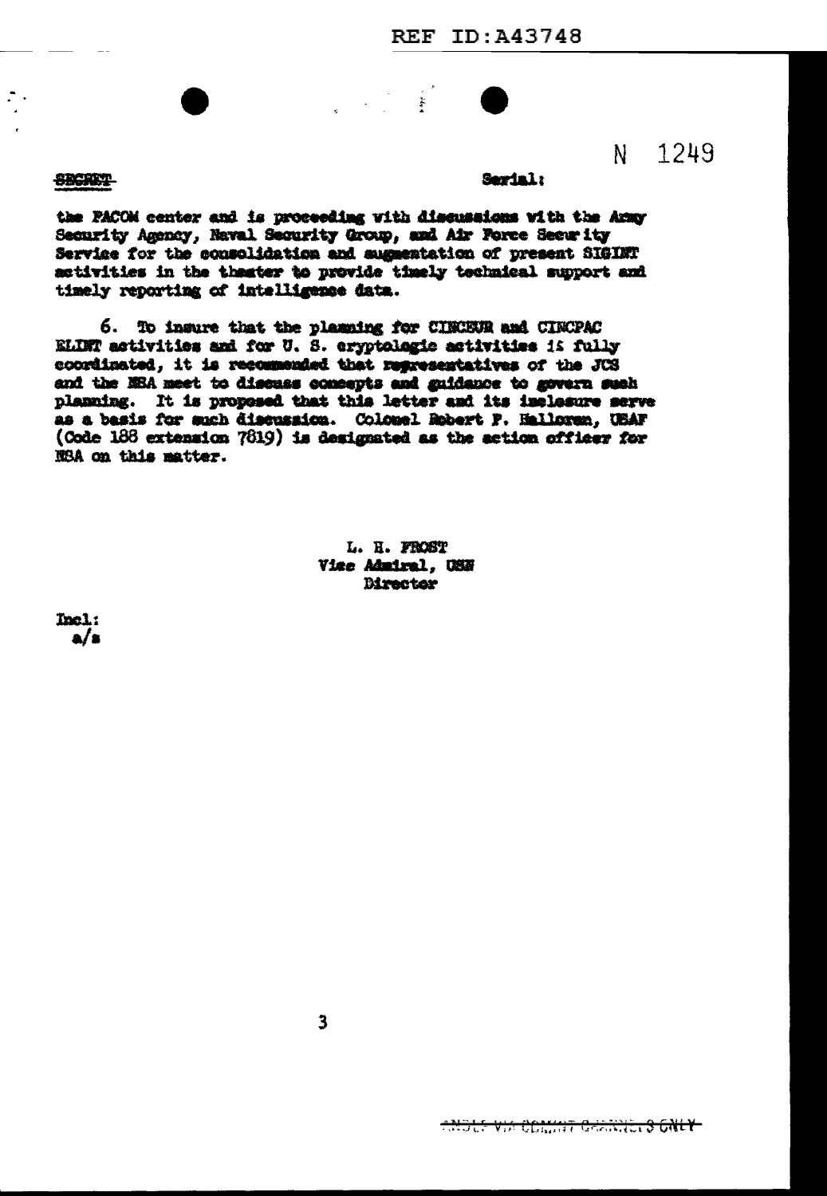N 1249

SECRET

Serial:

the PACOM center and is proceeding with discussions with the Army Security Agency, Naval Security Group, and Air Force Security Service for the consolidation and augmentation of present SIGINT activities in the theater to provide timely technical support and timely reporting of intelligence data.

6. To insure that the planning for CINCEUR and CINCPAC ELINT activities and for U. S. cryptologic activities is fully coordinated, it is recommended that representatives of the JCS and the NSA meet to discuss concepts and guidance to govern such planning. It is proposed that this letter and its inclosure serve as a basis for such discussion. Colonel Robert P. Halloran, USAF (Code 188 extension 7819) is designated as the action officer for NSA on this matter.

L. H. FROST
Vice Admiral, USN
Director

Incl:
a/s

HANDLE VIA COMINT CHANNELS ONLY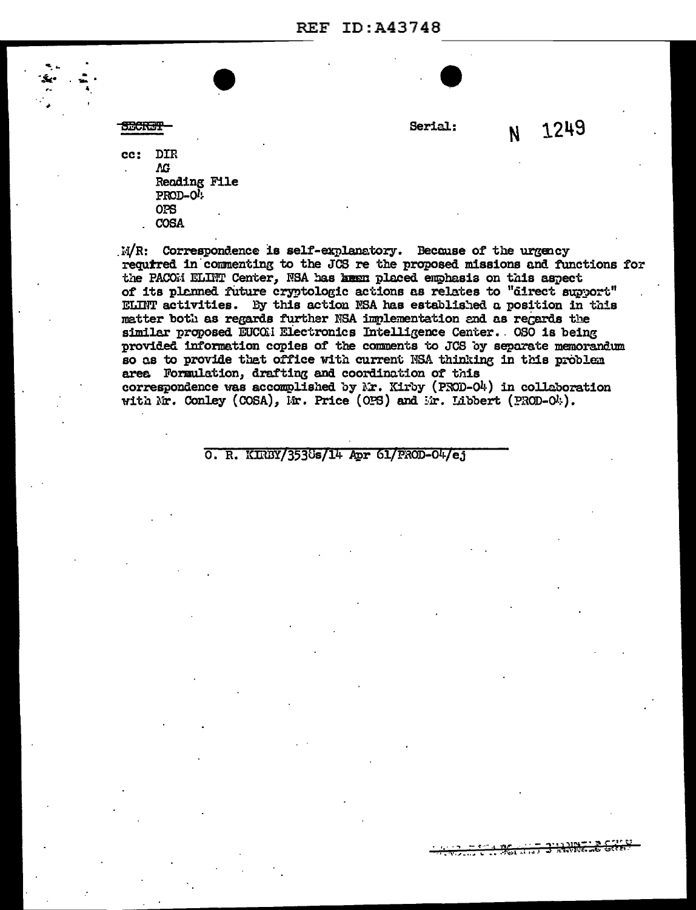SECRET

Serial: N 1249

cc: DIR
AG
Reading File
PROD-04
OPS
COSA

M/R: Correspondence is self-explanatory. Because of the urgency required in commenting to the JCS re the proposed missions and functions for the PACOM ELINT Center, NSA has ~~been~~ placed emphasis on this aspect of its planned future cryptologic actions as relates to "direct support" ELINT activities. By this action NSA has established a position in this matter both as regards further NSA implementation and as regards the similar proposed EUCOM Electronics Intelligence Center. OSO is being provided information copies of the comments to JCS by separate memorandum so as to provide that office with current NSA thinking in this problem area. Formulation, drafting and coordination of this correspondence was accomplished by Mr. Kirby (PROD-04) in collaboration with Mr. Conley (COSA), Mr. Price (OPS) and Mr. Libbert (PROD-04).

O. R. KIRBY/3538s/14 Apr 61/PROD-04/ej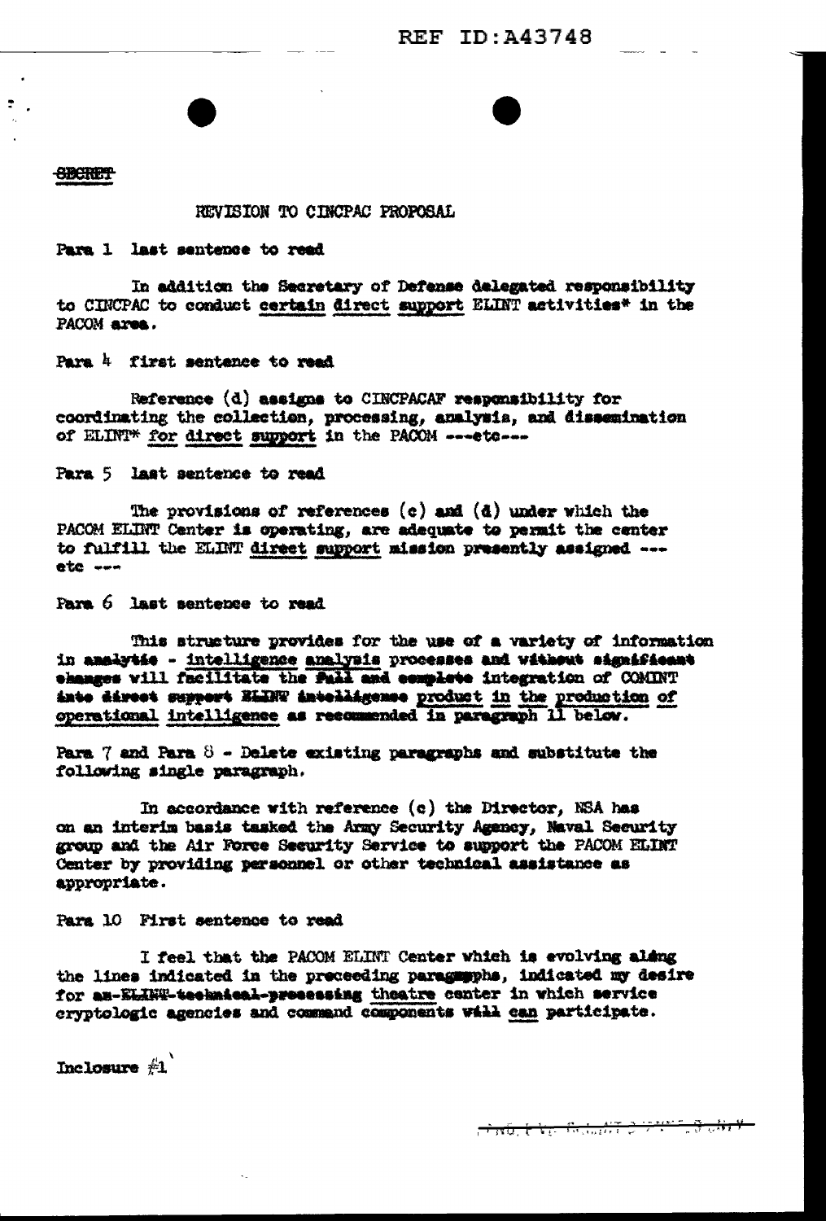REF ID:A43748

~~SECRET~~

REVISION TO CINCPAC PROPOSAL

Para 1 last sentence to read

In addition the Secretary of Defense delegated responsibility to CINCPAC to conduct certain direct support ELINT activities* in the PACOM area.

Para 4 first sentence to read

Reference (d) assigns to CINCPACAF responsibility for coordinating the collection, processing, analysis, and dissemination of ELINT* for direct support in the PACOM ---etc---

Para 5 last sentence to read

The provisions of references (c) and (d) under which the PACOM ELINT Center is operating, are adequate to permit the center to fulfill the ELINT direct support mission presently assigned --- etc ---

Para 6 last sentence to read

This structure provides for the use of a variety of information in ~~analytic~~ - intelligence analysis processes and without significant changes will facilitate the ~~full and complete~~ integration of COMINT ~~into direct support ELINT intelligence~~ product in the production of operational intelligence as recommended in paragraph 11 below.

Para 7 and Para 8 - Delete existing paragraphs and substitute the following single paragraph.

In accordance with reference (c) the Director, NSA has on an interim basis tasked the Army Security Agency, Naval Security group and the Air Force Security Service to support the PACOM ELINT Center by providing personnel or other technical assistance as appropriate.

Para 10 First sentence to read

I feel that the PACOM ELINT Center which is evolving along the lines indicated in the preceeding paragraphs, indicated my desire for ~~an ELINT technical processing~~ theatre center in which service cryptologic agencies and command components ~~will~~ can participate.

Inclosure #1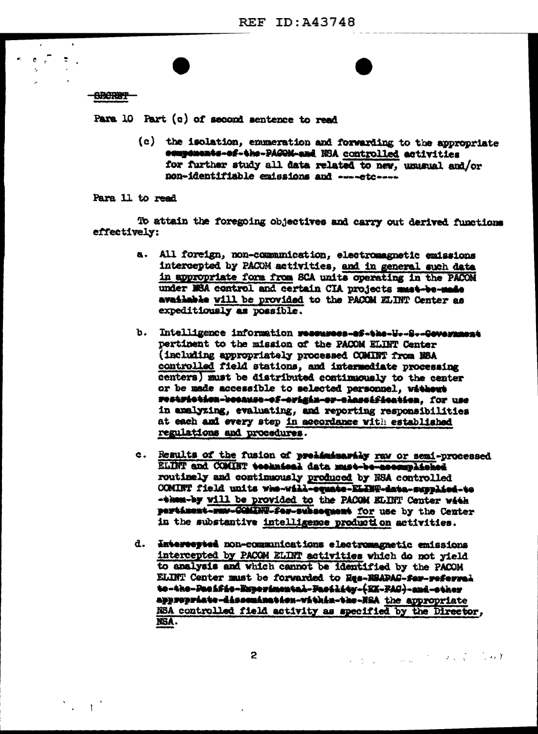~~SECRET~~

Para 10 Part (c) of second sentence to read

> (c) the isolation, emmeration and forwarding to the appropriate ~~components-of-the-PACOM-and~~ NSA controlled activities for further study all data related to new, unusual and/or non-identifiable emissions and ----etc----

Para 11 to read

To attain the foregoing objectives and carry out derived functions effectively:

a. All foreign, non-communication, electromagnetic emissions intercepted by PACOM activities, and in general such data in appropriate form from SCA units operating in the PACOM under NSA control and certain CIA projects ~~must-be-made available~~ will be provided to the PACOM ELINT Center as expeditiously as possible.

b. Intelligence information ~~resources-of-the-U.-S.-Government~~ pertinent to the mission of the PACOM ELINT Center (including appropriately processed COMINT from NSA controlled field stations, and intermediate processing centers) must be distributed continuously to the center or be made accessible to selected personnel, ~~without restriction-because-of-origin-or-classification~~, for use in analyzing, evaluating, and reporting responsibilities at each and every step in accordance with established regulations and procedures.

c. Results of the fusion of ~~preliminarily~~ raw or semi-processed ELINT and COMINT ~~technical~~ data ~~must-be-accomplished~~ routinely and continuously produced by NSA controlled COMINT field units ~~who-will-equate-ELINT-data-supplied-to-them-by~~ will be provided to the PACOM ELINT Center ~~with pertinent-raw-COMINT-for-subsequent~~ for use by the Center in the substantive intelligence production activities.

d. ~~Intercepted~~ non-communications electromagnetic emissions intercepted by PACOM ELINT activities which do not yield to analysis and which cannot be identified by the PACOM ELINT Center must be forwarded to ~~Hqs-NSAPAC-for-referral to-the-Pacific-Experimental-Facility-(EX-PAC)-and-other appropriate-dissemination-within-the-NSA~~ the appropriate NSA controlled field activity as specified by the Director, NSA.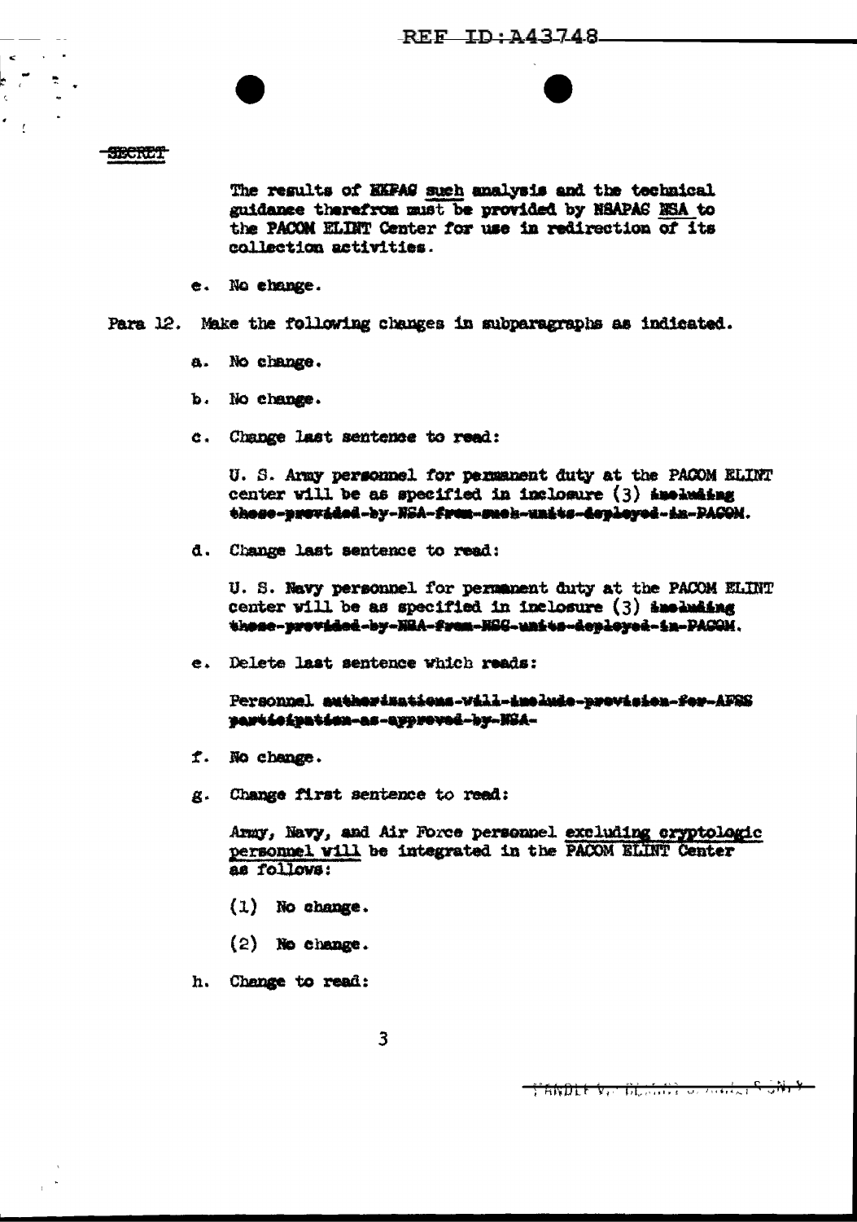SECRET

The results of ~~NKPAG~~ such analysis and the technical guidance therefrom must be provided by NSAPAG NSA to the PACOM ELINT Center for use in redirection of its collection activities.

e. No change.

Para 12. Make the following changes in subparagraphs as indicated.

a. No change.

b. No change.

c. Change last sentence to read:

U. S. Army personnel for permanent duty at the PACOM ELINT center will be as specified in inclosure (3) ~~including those provided by NSA from such units deployed in PACOM.~~

d. Change last sentence to read:

U. S. Navy personnel for permanent duty at the PACOM ELINT center will be as specified in inclosure (3) ~~including those provided by NSA from NSG units deployed in PACOM.~~

e. Delete last sentence which reads:

Personnel ~~authorizations will include provision for AFSS participation as approved by NSA.~~

f. No change.

g. Change first sentence to read:

Army, Navy, and Air Force personnel excluding cryptologic personnel will be integrated in the PACOM ELINT Center as follows:

(1) No change.

(2) No change.

h. Change to read: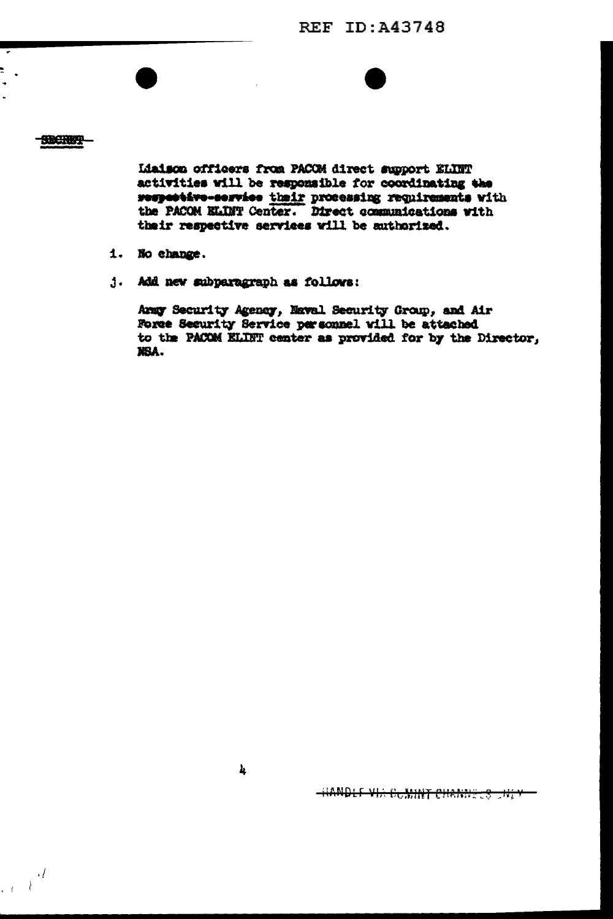REF ID:A43748

~~SECRET~~

Liaison officers from PACOM direct support ELINT activities will be responsible for coordinating ~~the respective service~~ their processing requirements with the PACOM ELINT Center. Direct communications with their respective services will be authorized.

i. No change.

j. Add new subparagraph as follows:

Army Security Agency, Naval Security Group, and Air Force Security Service personnel will be attached to the PACOM ELINT center as provided for by the Director, NSA.

~~HANDLE VIA COMINT CHANNELS ONLY~~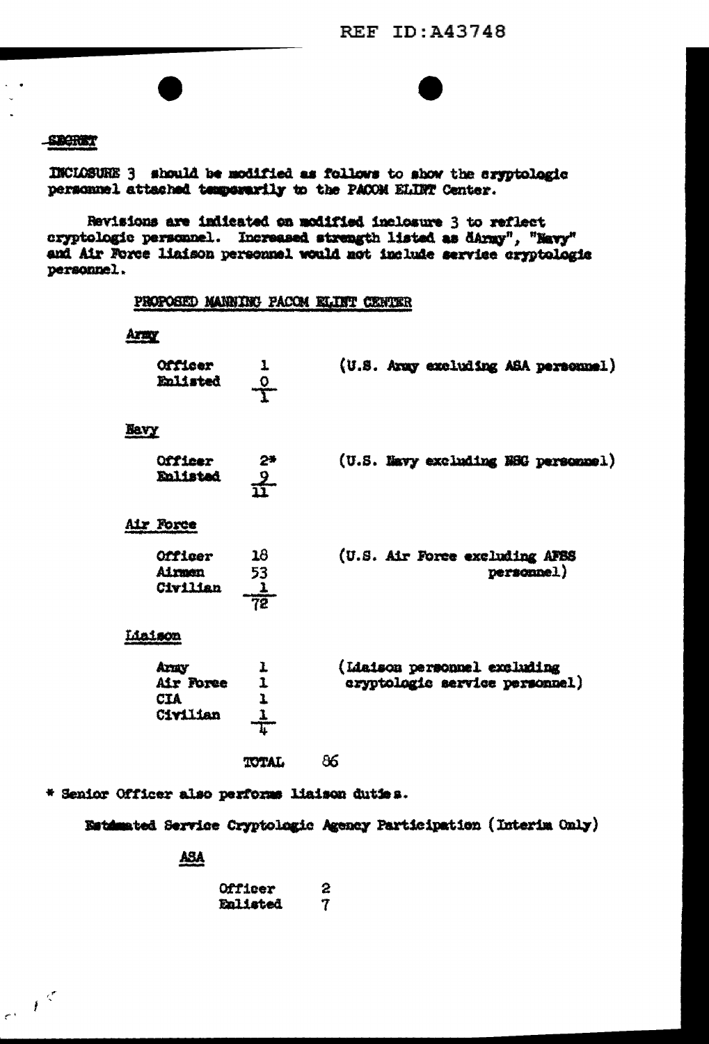REF ID:A43748

SECRET

INCLOSURE 3 should be modified as follows to show the cryptologic personnel attached temporarily to the PACOM ELINT Center.

Revisions are indicated on modified inclosure 3 to reflect cryptologic personnel. Increased strength listed as "Army", "Navy" and Air Force liaison personnel would not include service cryptologic personnel.

PROPOSED MANNING PACOM ELINT CENTER

**Army**

| | | |
|---|---|---|
| Officer | 1 | (U.S. Army excluding ASA personnel) |
| Enlisted | 0 | |
| | 1 | |

**Navy**

| | | |
|---|---|---|
| Officer | 2* | (U.S. Navy excluding NSG personnel) |
| Enlisted | 9 | |
| | 11 | |

**Air Force**

| | | |
|---|---|---|
| Officer | 18 | (U.S. Air Force excluding AFSS personnel) |
| Airmen | 53 | |
| Civilian | 1 | |
| | 72 | |

**Liaison**

| | | |
|---|---|---|
| Army | 1 | (Liaison personnel excluding cryptologic service personnel) |
| Air Force | 1 | |
| CIA | 1 | |
| Civilian | 1 | |
| | 4 | |

TOTAL 86

* Senior Officer also performs liaison duties.

Estimated Service Cryptologic Agency Participation (Interim Only)

**ASA**

| | |
|---|---|
| Officer | 2 |
| Enlisted | 7 |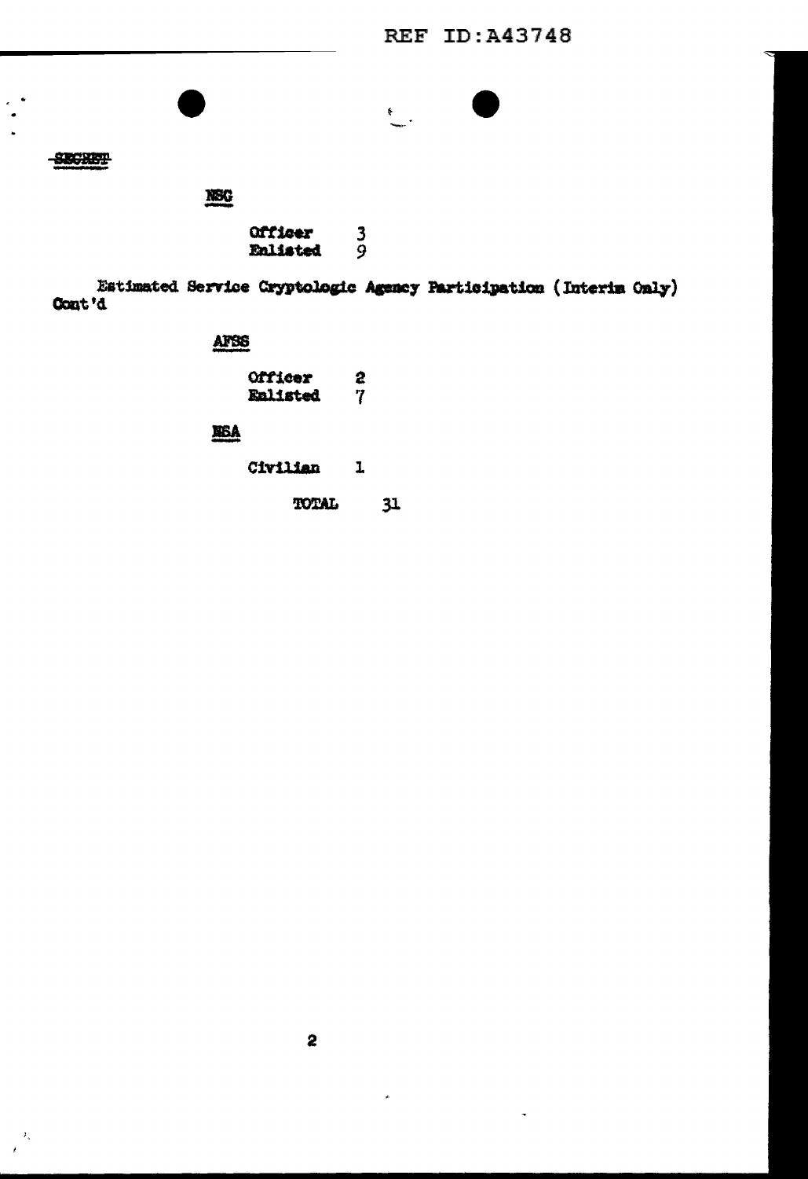SECRET

NSG

Officer 3
Enlisted 9

Estimated Service Cryptologic Agency Participation (Interim Only) Cont'd

AFSS

Officer 2
Enlisted 7

NSA

Civilian 1

TOTAL 31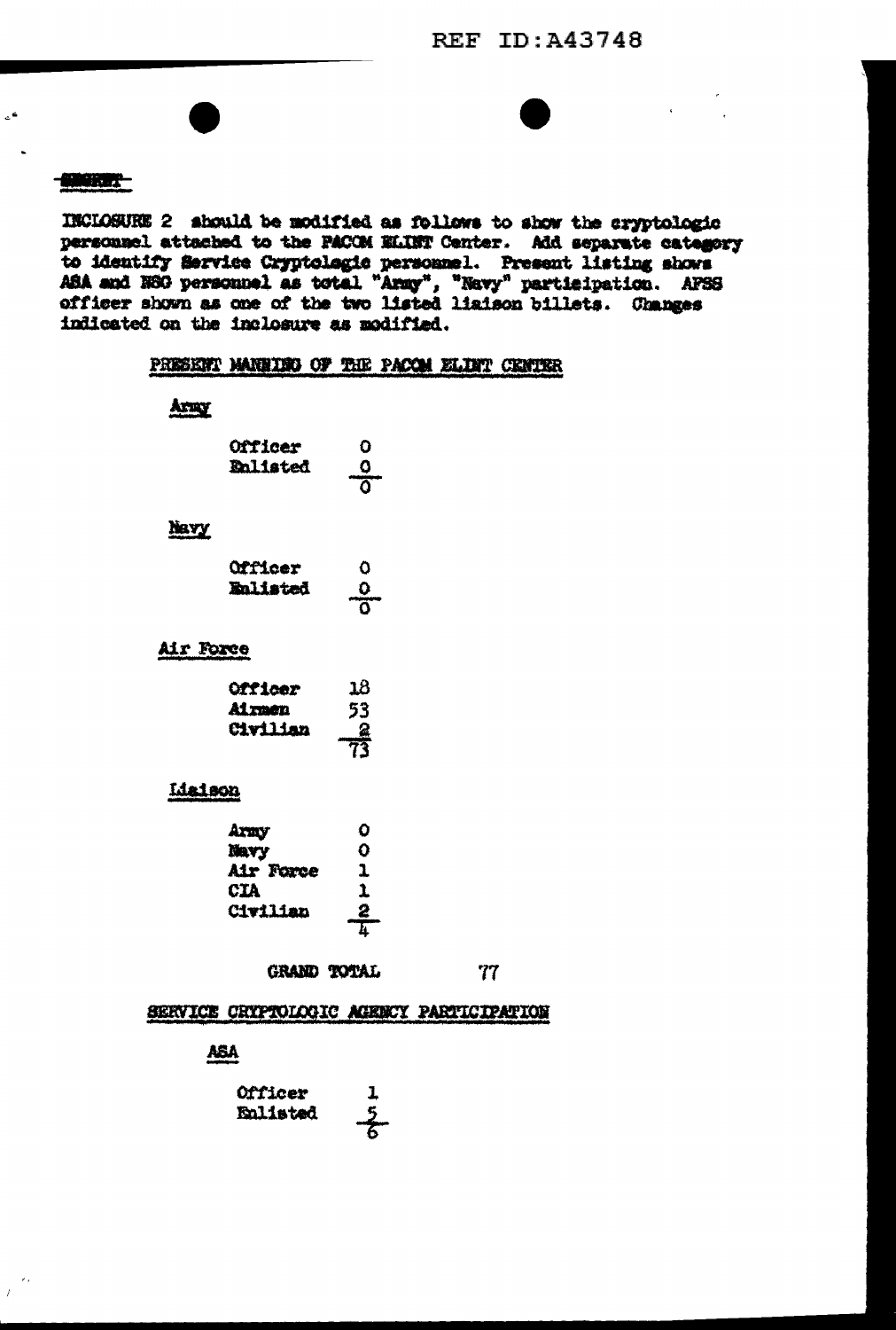SECRET

INCLOSURE 2 should be modified as follows to show the cryptologic personnel attached to the PACOM ELINT Center. Add separate category to identify Service Cryptologic personnel. Present listing shows ASA and NSG personnel as total "Army", "Navy" participation. AFSS officer shown as one of the two listed liaison billets. Changes indicated on the inclosure as modified.

PRESENT MANNING OF THE PACOM ELINT CENTER

**Army**

| | |
|---|---|
| Officer | 0 |
| Enlisted | 0 |
| | 0 |

**Navy**

| | |
|---|---|
| Officer | 0 |
| Enlisted | 0 |
| | 0 |

**Air Force**

| | |
|---|---|
| Officer | 18 |
| Airmen | 53 |
| Civilian | 2 |
| | 73 |

**Liaison**

| | |
|---|---|
| Army | 0 |
| Navy | 0 |
| Air Force | 1 |
| CIA | 1 |
| Civilian | 2 |
| | 4 |

GRAND TOTAL 77

SERVICE CRYPTOLOGIC AGENCY PARTICIPATION

**ASA**

| | |
|---|---|
| Officer | 1 |
| Enlisted | 5 |
| | 6 |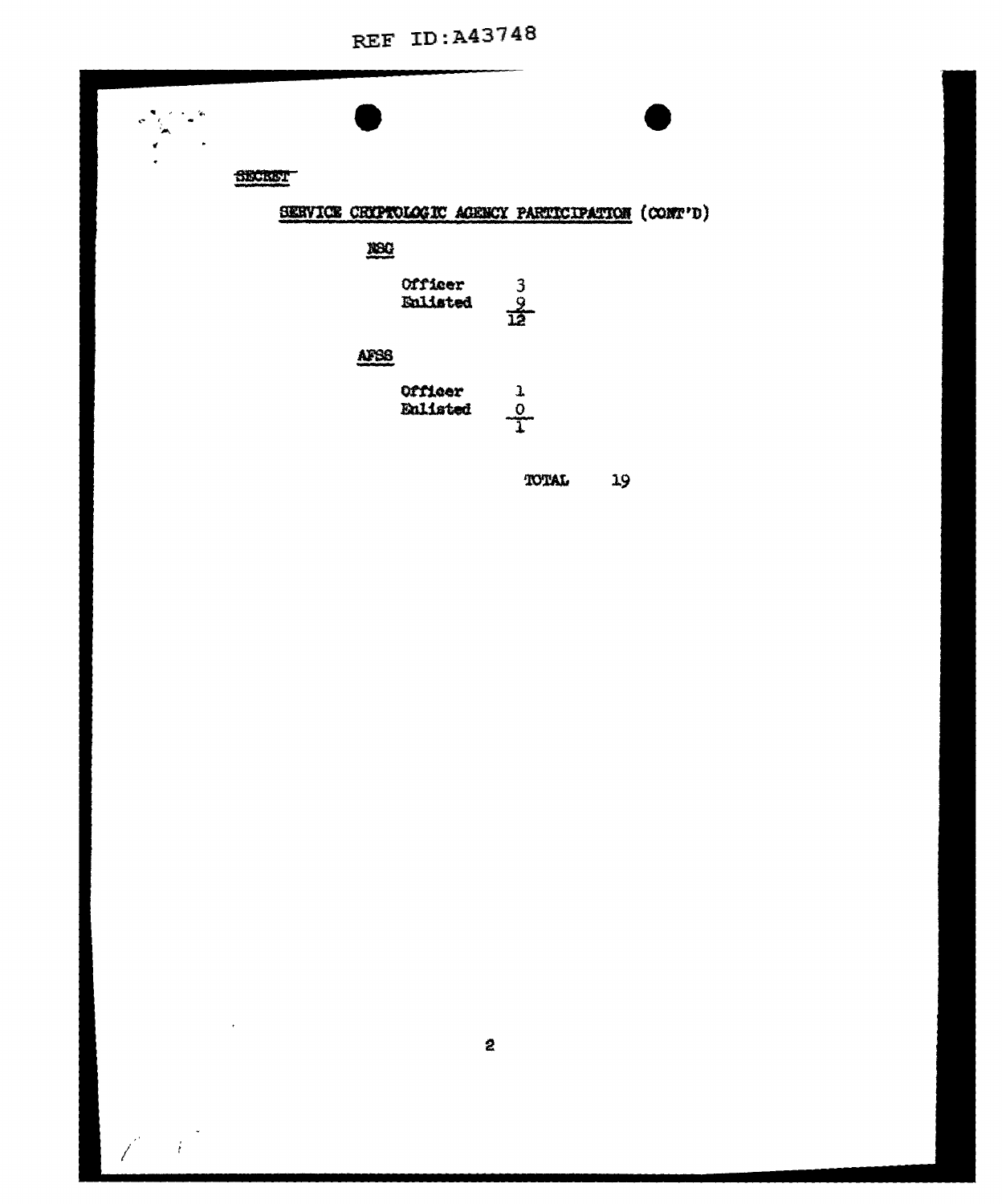REF ID:A43748

SECRET

SERVICE CRYPTOLOGIC AGENCY PARTICIPATION (CONT'D)

NSG

| | |
|---|---|
| Officer | 3 |
| Enlisted | 9 |
| | 12 |

AFSS

| | |
|---|---|
| Officer | 1 |
| Enlisted | 0 |
| | 1 |

TOTAL 19